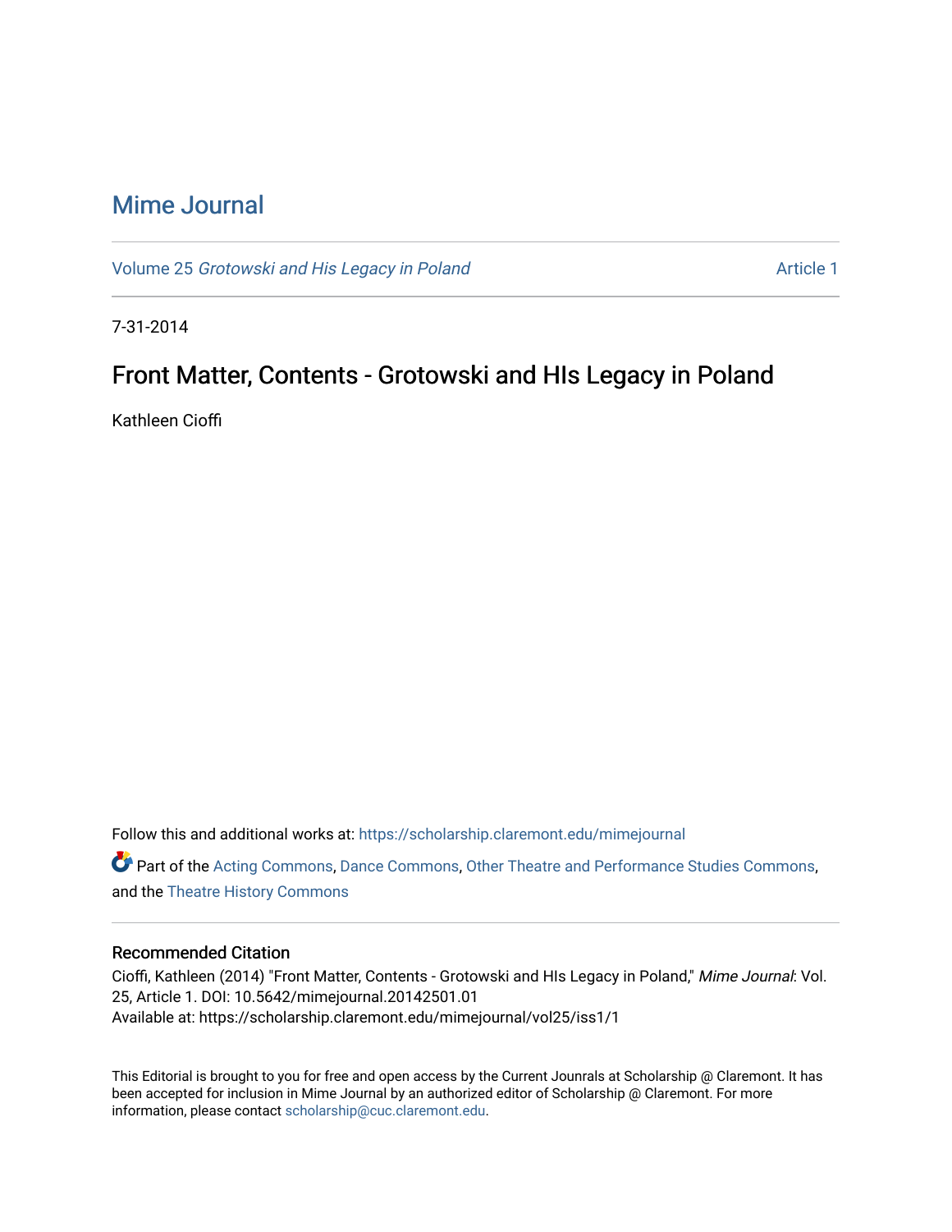# Mime Journal

Volume 25 *Grotowski and His Legacy in Poland* | Article 1

7-31-2014

## Front Matter, Contents - Grotowski and HIs Legacy in Poland

Kathleen Cioffi

Follow this and additional works at: https://scholarship.claremont.edu/mimejournal

Part of the Acting Commons, Dance Commons, Other Theatre and Performance Studies Commons, and the Theatre History Commons

### Recommended Citation

Cioffi, Kathleen (2014) "Front Matter, Contents - Grotowski and HIs Legacy in Poland," *Mime Journal*: Vol. 25, Article 1. DOI: 10.5642/mimejournal.20142501.01
Available at: https://scholarship.claremont.edu/mimejournal/vol25/iss1/1

This Editorial is brought to you for free and open access by the Current Jounrals at Scholarship @ Claremont. It has been accepted for inclusion in Mime Journal by an authorized editor of Scholarship @ Claremont. For more information, please contact scholarship@cuc.claremont.edu.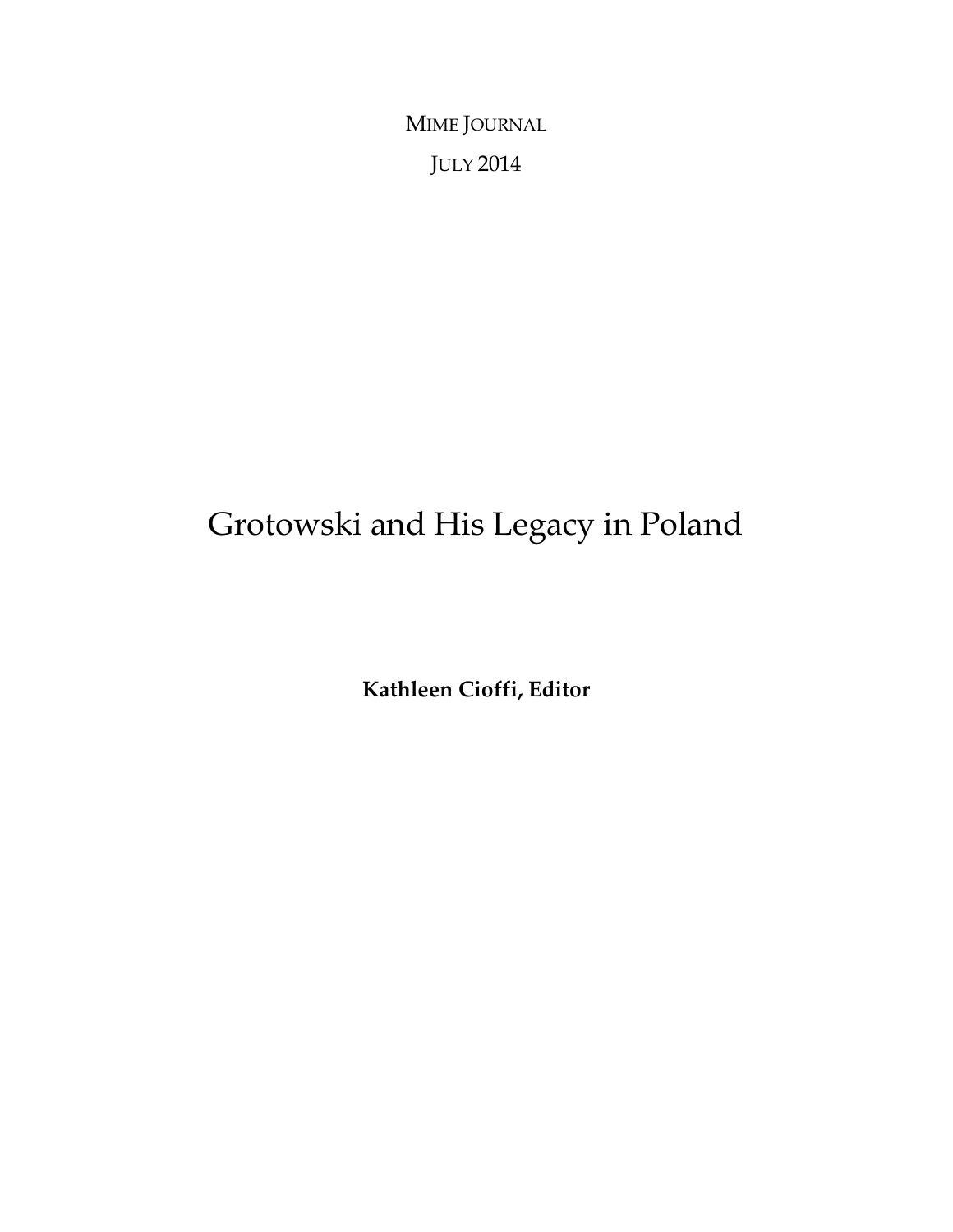MIME JOURNAL

JULY 2014

# Grotowski and His Legacy in Poland

**Kathleen Cioffi, Editor**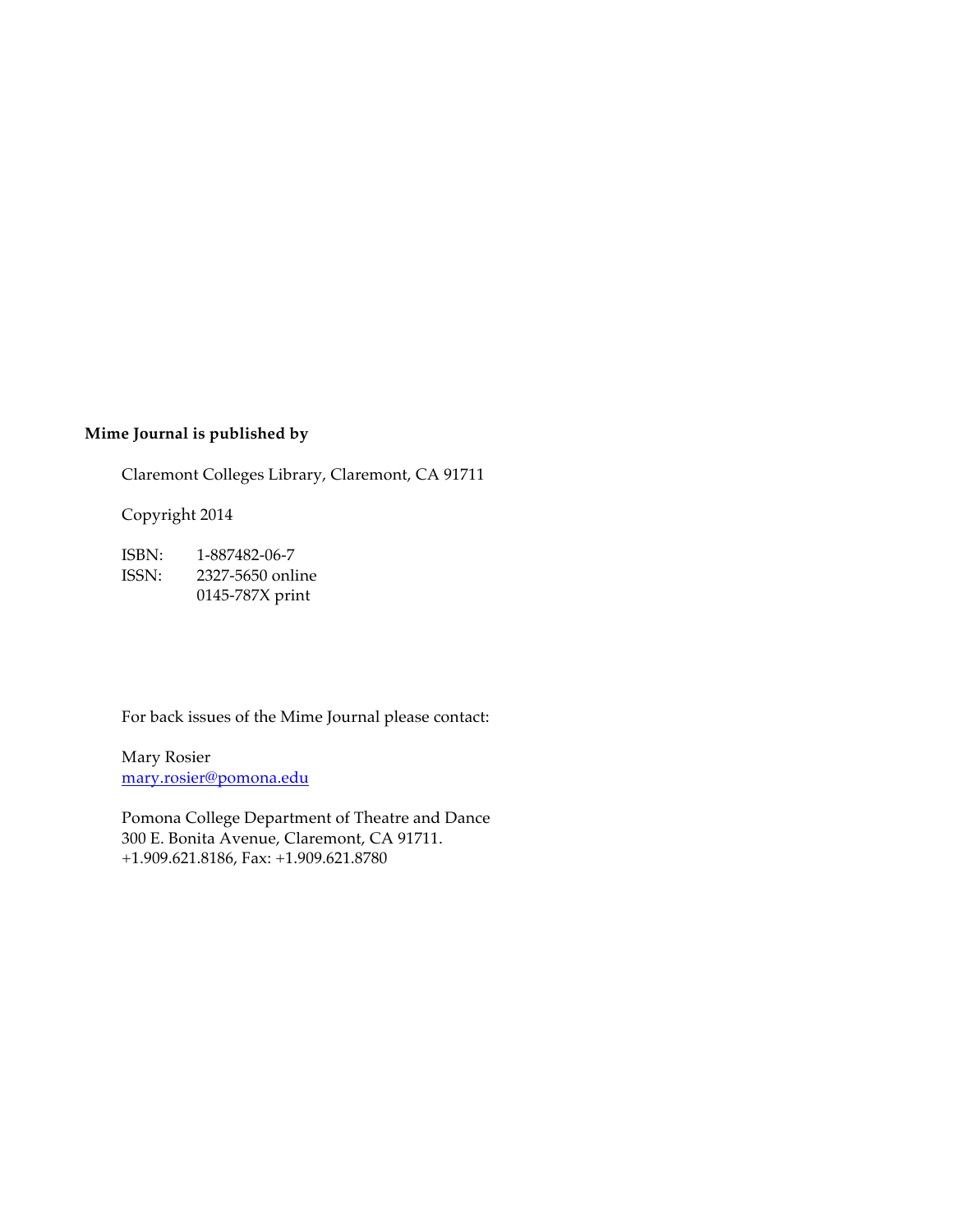**Mime Journal is published by**

Claremont Colleges Library, Claremont, CA 91711

Copyright 2014

ISBN: 1-887482-06-7
ISSN: 2327-5650 online
0145-787X print

For back issues of the Mime Journal please contact:

Mary Rosier
mary.rosier@pomona.edu

Pomona College Department of Theatre and Dance
300 E. Bonita Avenue, Claremont, CA 91711.
+1.909.621.8186, Fax: +1.909.621.8780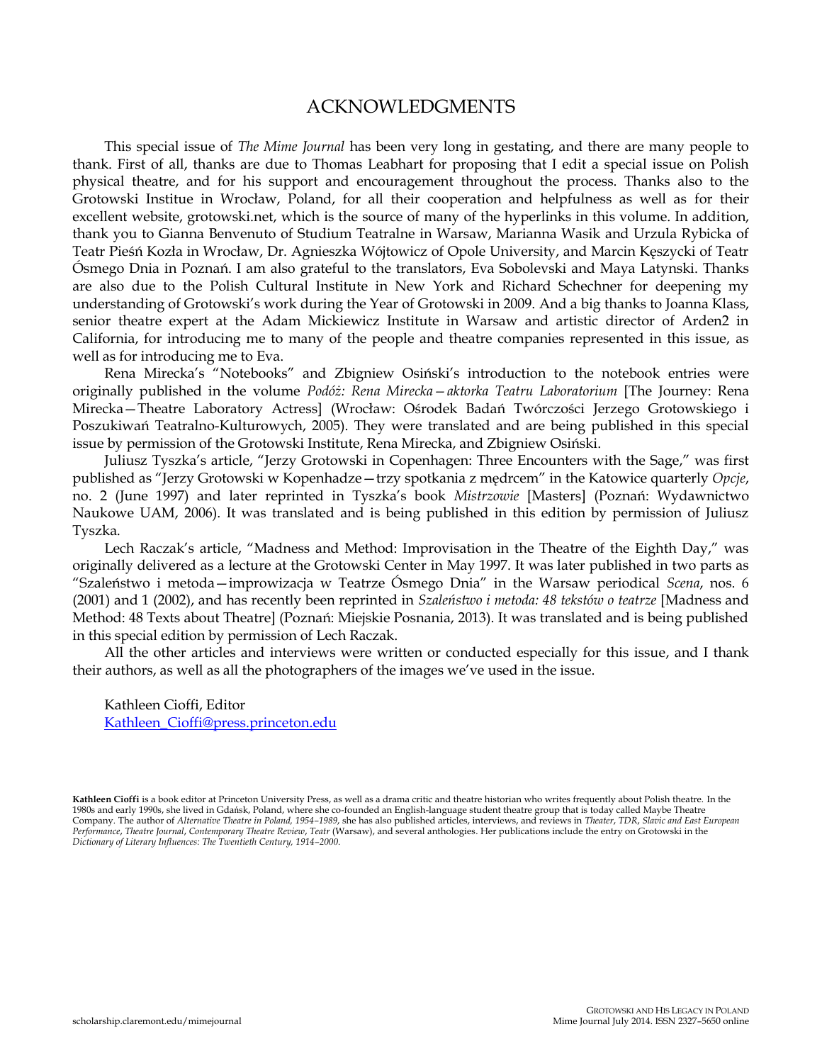# ACKNOWLEDGMENTS

This special issue of *The Mime Journal* has been very long in gestating, and there are many people to thank. First of all, thanks are due to Thomas Leabhart for proposing that I edit a special issue on Polish physical theatre, and for his support and encouragement throughout the process. Thanks also to the Grotowski Institue in Wrocław, Poland, for all their cooperation and helpfulness as well as for their excellent website, grotowski.net, which is the source of many of the hyperlinks in this volume. In addition, thank you to Gianna Benvenuto of Studium Teatralne in Warsaw, Marianna Wasik and Urzula Rybicka of Teatr Pieśń Kozła in Wrocław, Dr. Agnieszka Wójtowicz of Opole University, and Marcin Kęszycki of Teatr Ósmego Dnia in Poznań. I am also grateful to the translators, Eva Sobolevski and Maya Latynski. Thanks are also due to the Polish Cultural Institute in New York and Richard Schechner for deepening my understanding of Grotowski's work during the Year of Grotowski in 2009. And a big thanks to Joanna Klass, senior theatre expert at the Adam Mickiewicz Institute in Warsaw and artistic director of Arden2 in California, for introducing me to many of the people and theatre companies represented in this issue, as well as for introducing me to Eva.

Rena Mirecka's "Notebooks" and Zbigniew Osiński's introduction to the notebook entries were originally published in the volume *Podóż: Rena Mirecka—aktorka Teatru Laboratorium* [The Journey: Rena Mirecka—Theatre Laboratory Actress] (Wrocław: Ośrodek Badań Twórczości Jerzego Grotowskiego i Poszukiwań Teatralno-Kulturowych, 2005). They were translated and are being published in this special issue by permission of the Grotowski Institute, Rena Mirecka, and Zbigniew Osiński.

Juliusz Tyszka's article, "Jerzy Grotowski in Copenhagen: Three Encounters with the Sage," was first published as "Jerzy Grotowski w Kopenhadze—trzy spotkania z mędrcem" in the Katowice quarterly *Opcje*, no. 2 (June 1997) and later reprinted in Tyszka's book *Mistrzowie* [Masters] (Poznań: Wydawnictwo Naukowe UAM, 2006). It was translated and is being published in this edition by permission of Juliusz Tyszka.

Lech Raczak's article, "Madness and Method: Improvisation in the Theatre of the Eighth Day," was originally delivered as a lecture at the Grotowski Center in May 1997. It was later published in two parts as "Szaleństwo i metoda—improwizacja w Teatrze Ósmego Dnia" in the Warsaw periodical *Scena*, nos. 6 (2001) and 1 (2002), and has recently been reprinted in *Szaleństwo i metoda: 48 tekstów o teatrze* [Madness and Method: 48 Texts about Theatre] (Poznań: Miejskie Posnania, 2013). It was translated and is being published in this special edition by permission of Lech Raczak.

All the other articles and interviews were written or conducted especially for this issue, and I thank their authors, as well as all the photographers of the images we've used in the issue.

Kathleen Cioffi, Editor
Kathleen_Cioffi@press.princeton.edu

**Kathleen Cioffi** is a book editor at Princeton University Press, as well as a drama critic and theatre historian who writes frequently about Polish theatre. In the 1980s and early 1990s, she lived in Gdańsk, Poland, where she co-founded an English-language student theatre group that is today called Maybe Theatre Company. The author of *Alternative Theatre in Poland, 1954–1989*, she has also published articles, interviews, and reviews in *Theater*, *TDR*, *Slavic and East European Performance*, *Theatre Journal*, *Contemporary Theatre Review*, *Teatr* (Warsaw), and several anthologies. Her publications include the entry on Grotowski in the *Dictionary of Literary Influences: The Twentieth Century, 1914–2000.*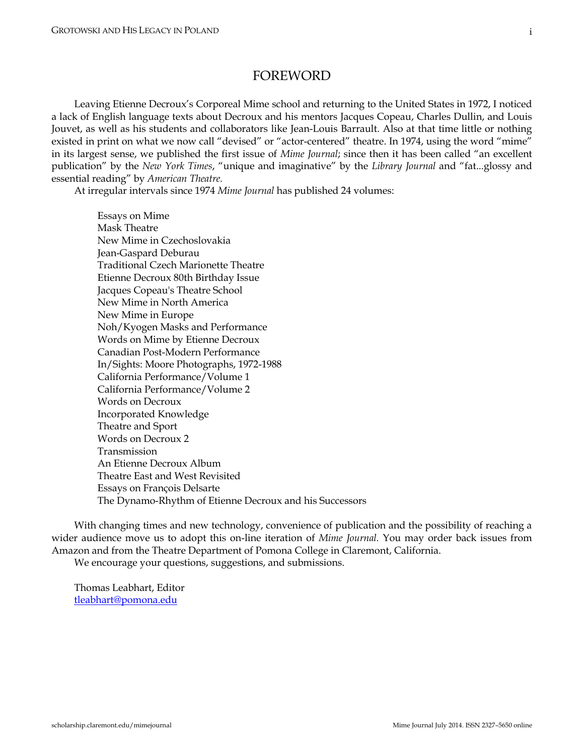# FOREWORD

Leaving Etienne Decroux's Corporeal Mime school and returning to the United States in 1972, I noticed a lack of English language texts about Decroux and his mentors Jacques Copeau, Charles Dullin, and Louis Jouvet, as well as his students and collaborators like Jean-Louis Barrault. Also at that time little or nothing existed in print on what we now call "devised" or "actor-centered" theatre. In 1974, using the word "mime" in its largest sense, we published the first issue of *Mime Journal*; since then it has been called "an excellent publication" by the *New York Times*, "unique and imaginative" by the *Library Journal* and "fat...glossy and essential reading" by *American Theatre.*

At irregular intervals since 1974 *Mime Journal* has published 24 volumes:

Essays on Mime
Mask Theatre
New Mime in Czechoslovakia
Jean-Gaspard Deburau
Traditional Czech Marionette Theatre
Etienne Decroux 80th Birthday Issue
Jacques Copeau's Theatre School
New Mime in North America
New Mime in Europe
Noh/Kyogen Masks and Performance
Words on Mime by Etienne Decroux
Canadian Post-Modern Performance
In/Sights: Moore Photographs, 1972-1988
California Performance/Volume 1
California Performance/Volume 2
Words on Decroux
Incorporated Knowledge
Theatre and Sport
Words on Decroux 2
Transmission
An Etienne Decroux Album
Theatre East and West Revisited
Essays on François Delsarte
The Dynamo-Rhythm of Etienne Decroux and his Successors

With changing times and new technology, convenience of publication and the possibility of reaching a wider audience move us to adopt this on-line iteration of *Mime Journal.* You may order back issues from Amazon and from the Theatre Department of Pomona College in Claremont, California.

We encourage your questions, suggestions, and submissions.

Thomas Leabhart, Editor
tleabhart@pomona.edu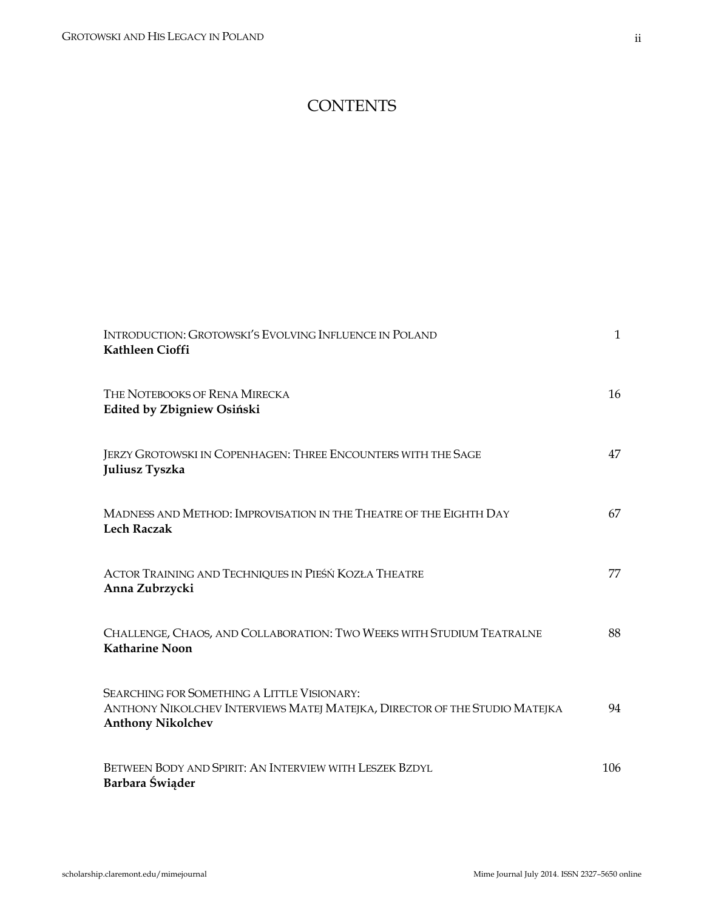# CONTENTS

| | | |
|---|---|---|
| INTRODUCTION: GROTOWSKI'S EVOLVING INFLUENCE IN POLAND<br>**Kathleen Cioffi** | | 1 |
| THE NOTEBOOKS OF RENA MIRECKA<br>**Edited by Zbigniew Osiński** | | 16 |
| JERZY GROTOWSKI IN COPENHAGEN: THREE ENCOUNTERS WITH THE SAGE<br>**Juliusz Tyszka** | | 47 |
| MADNESS AND METHOD: IMPROVISATION IN THE THEATRE OF THE EIGHTH DAY<br>**Lech Raczak** | | 67 |
| ACTOR TRAINING AND TECHNIQUES IN PIEŚŃ KOZŁA THEATRE<br>**Anna Zubrzycki** | | 77 |
| CHALLENGE, CHAOS, AND COLLABORATION: TWO WEEKS WITH STUDIUM TEATRALNE<br>**Katharine Noon** | | 88 |
| SEARCHING FOR SOMETHING A LITTLE VISIONARY:<br>ANTHONY NIKOLCHEV INTERVIEWS MATEJ MATEJKA, DIRECTOR OF THE STUDIO MATEJKA<br>**Anthony Nikolchev** | | 94 |
| BETWEEN BODY AND SPIRIT: AN INTERVIEW WITH LESZEK BZDYL<br>**Barbara Świąder** | | 106 |